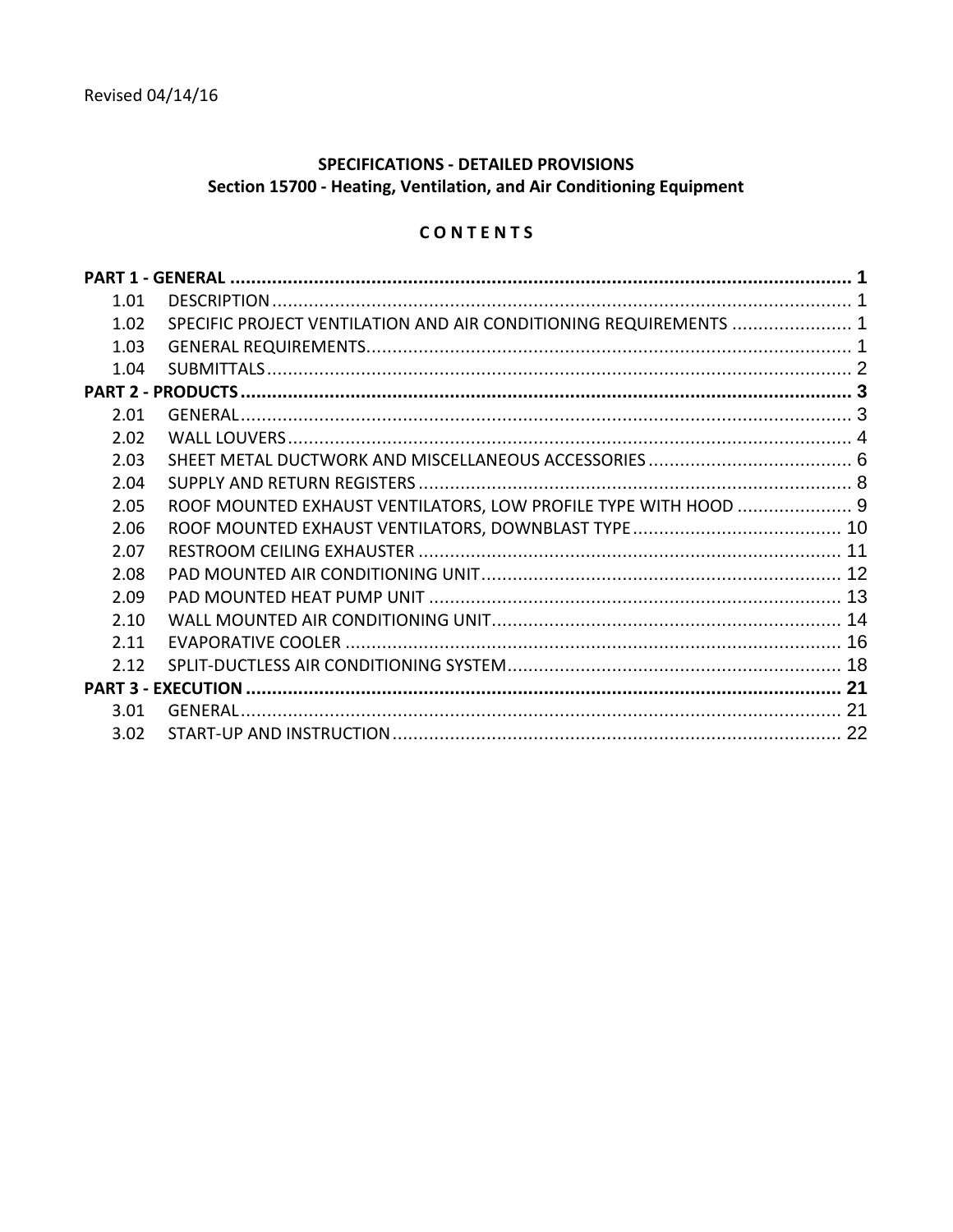Revised 04/14/16

# SPECIFICATIONS - DETAILED PROVISIONS
## Section 15700 - Heating, Ventilation, and Air Conditioning Equipment

**C O N T E N T S**

| | | |
|---|---|---|
| **PART 1 - GENERAL** | | **1** |
| 1.01 | DESCRIPTION | 1 |
| 1.02 | SPECIFIC PROJECT VENTILATION AND AIR CONDITIONING REQUIREMENTS | 1 |
| 1.03 | GENERAL REQUIREMENTS | 1 |
| 1.04 | SUBMITTALS | 2 |
| **PART 2 - PRODUCTS** | | **3** |
| 2.01 | GENERAL | 3 |
| 2.02 | WALL LOUVERS | 4 |
| 2.03 | SHEET METAL DUCTWORK AND MISCELLANEOUS ACCESSORIES | 6 |
| 2.04 | SUPPLY AND RETURN REGISTERS | 8 |
| 2.05 | ROOF MOUNTED EXHAUST VENTILATORS, LOW PROFILE TYPE WITH HOOD | 9 |
| 2.06 | ROOF MOUNTED EXHAUST VENTILATORS, DOWNBLAST TYPE | 10 |
| 2.07 | RESTROOM CEILING EXHAUSTER | 11 |
| 2.08 | PAD MOUNTED AIR CONDITIONING UNIT | 12 |
| 2.09 | PAD MOUNTED HEAT PUMP UNIT | 13 |
| 2.10 | WALL MOUNTED AIR CONDITIONING UNIT | 14 |
| 2.11 | EVAPORATIVE COOLER | 16 |
| 2.12 | SPLIT-DUCTLESS AIR CONDITIONING SYSTEM | 18 |
| **PART 3 - EXECUTION** | | **21** |
| 3.01 | GENERAL | 21 |
| 3.02 | START-UP AND INSTRUCTION | 22 |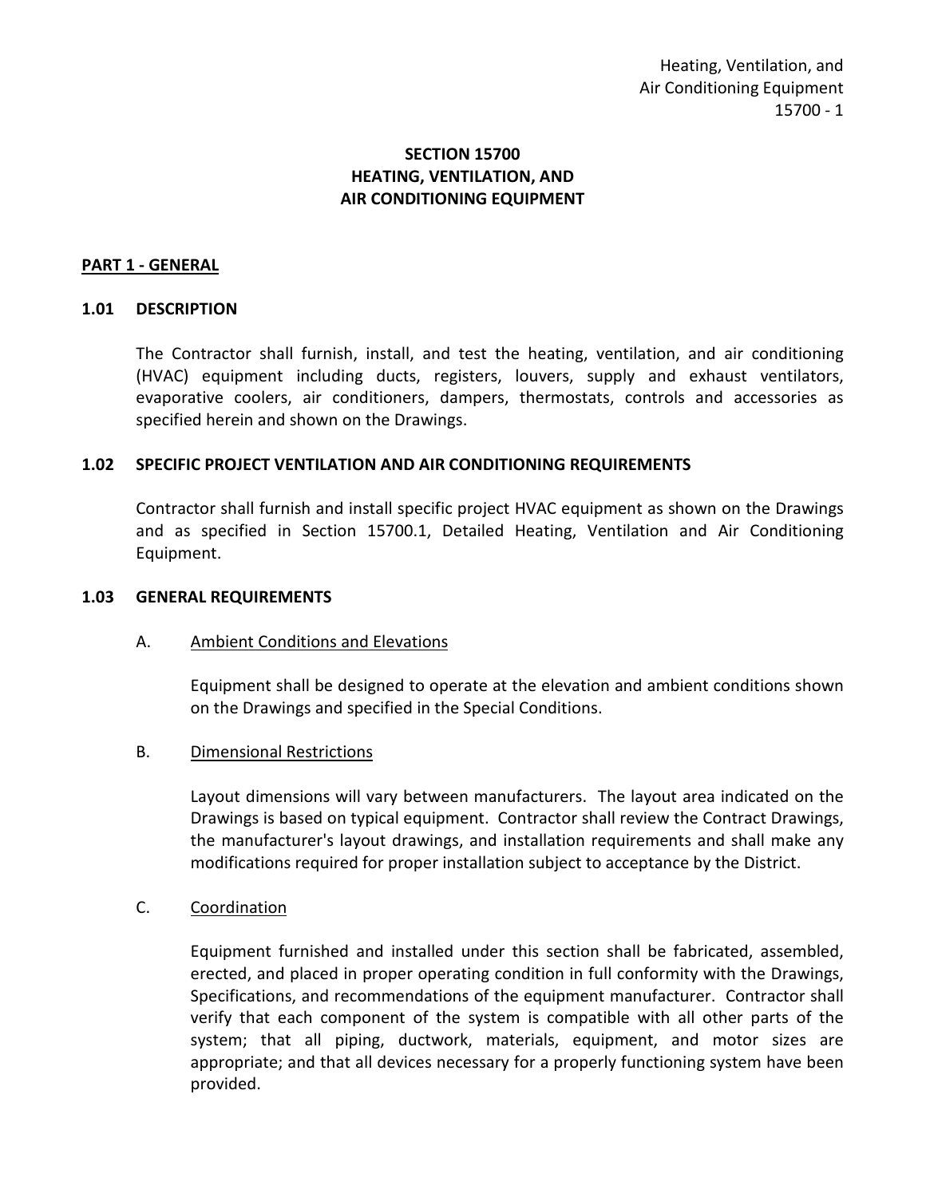# SECTION 15700
# HEATING, VENTILATION, AND AIR CONDITIONING EQUIPMENT

## PART 1 - GENERAL

### 1.01 DESCRIPTION

The Contractor shall furnish, install, and test the heating, ventilation, and air conditioning (HVAC) equipment including ducts, registers, louvers, supply and exhaust ventilators, evaporative coolers, air conditioners, dampers, thermostats, controls and accessories as specified herein and shown on the Drawings.

### 1.02 SPECIFIC PROJECT VENTILATION AND AIR CONDITIONING REQUIREMENTS

Contractor shall furnish and install specific project HVAC equipment as shown on the Drawings and as specified in Section 15700.1, Detailed Heating, Ventilation and Air Conditioning Equipment.

### 1.03 GENERAL REQUIREMENTS

A. Ambient Conditions and Elevations

Equipment shall be designed to operate at the elevation and ambient conditions shown on the Drawings and specified in the Special Conditions.

B. Dimensional Restrictions

Layout dimensions will vary between manufacturers. The layout area indicated on the Drawings is based on typical equipment. Contractor shall review the Contract Drawings, the manufacturer's layout drawings, and installation requirements and shall make any modifications required for proper installation subject to acceptance by the District.

C. Coordination

Equipment furnished and installed under this section shall be fabricated, assembled, erected, and placed in proper operating condition in full conformity with the Drawings, Specifications, and recommendations of the equipment manufacturer. Contractor shall verify that each component of the system is compatible with all other parts of the system; that all piping, ductwork, materials, equipment, and motor sizes are appropriate; and that all devices necessary for a properly functioning system have been provided.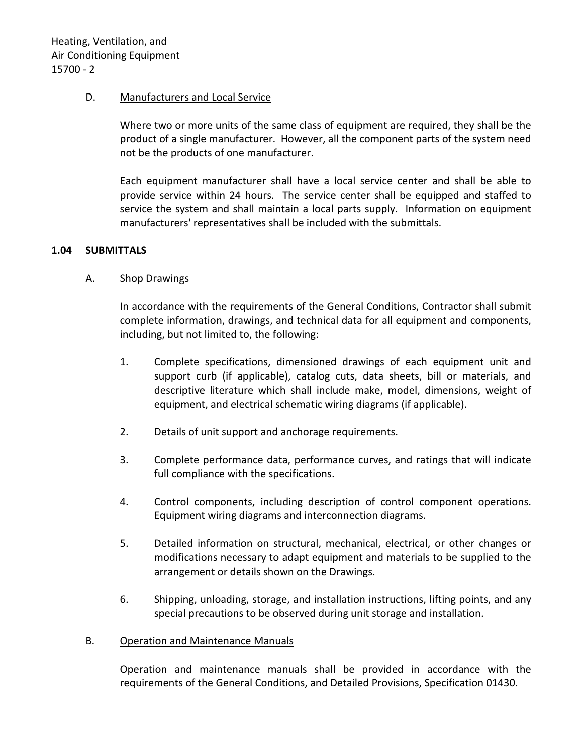D. Manufacturers and Local Service

Where two or more units of the same class of equipment are required, they shall be the product of a single manufacturer. However, all the component parts of the system need not be the products of one manufacturer.

Each equipment manufacturer shall have a local service center and shall be able to provide service within 24 hours. The service center shall be equipped and staffed to service the system and shall maintain a local parts supply. Information on equipment manufacturers' representatives shall be included with the submittals.

### 1.04 SUBMITTALS

A. Shop Drawings

In accordance with the requirements of the General Conditions, Contractor shall submit complete information, drawings, and technical data for all equipment and components, including, but not limited to, the following:

1. Complete specifications, dimensioned drawings of each equipment unit and support curb (if applicable), catalog cuts, data sheets, bill or materials, and descriptive literature which shall include make, model, dimensions, weight of equipment, and electrical schematic wiring diagrams (if applicable).

2. Details of unit support and anchorage requirements.

3. Complete performance data, performance curves, and ratings that will indicate full compliance with the specifications.

4. Control components, including description of control component operations. Equipment wiring diagrams and interconnection diagrams.

5. Detailed information on structural, mechanical, electrical, or other changes or modifications necessary to adapt equipment and materials to be supplied to the arrangement or details shown on the Drawings.

6. Shipping, unloading, storage, and installation instructions, lifting points, and any special precautions to be observed during unit storage and installation.

B. Operation and Maintenance Manuals

Operation and maintenance manuals shall be provided in accordance with the requirements of the General Conditions, and Detailed Provisions, Specification 01430.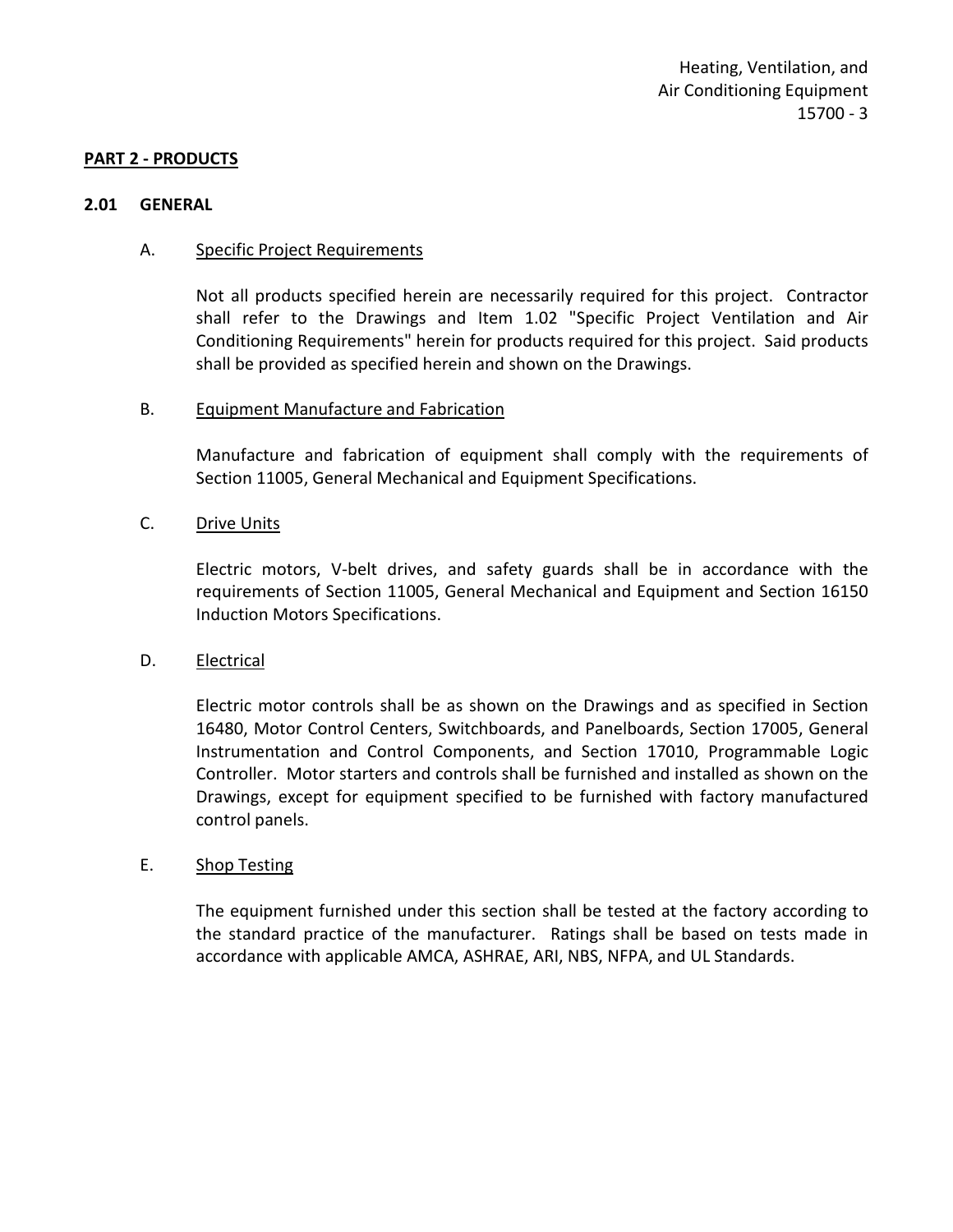## PART 2 - PRODUCTS

### 2.01 GENERAL

A. Specific Project Requirements

Not all products specified herein are necessarily required for this project. Contractor shall refer to the Drawings and Item 1.02 "Specific Project Ventilation and Air Conditioning Requirements" herein for products required for this project. Said products shall be provided as specified herein and shown on the Drawings.

B. Equipment Manufacture and Fabrication

Manufacture and fabrication of equipment shall comply with the requirements of Section 11005, General Mechanical and Equipment Specifications.

C. Drive Units

Electric motors, V-belt drives, and safety guards shall be in accordance with the requirements of Section 11005, General Mechanical and Equipment and Section 16150 Induction Motors Specifications.

D. Electrical

Electric motor controls shall be as shown on the Drawings and as specified in Section 16480, Motor Control Centers, Switchboards, and Panelboards, Section 17005, General Instrumentation and Control Components, and Section 17010, Programmable Logic Controller. Motor starters and controls shall be furnished and installed as shown on the Drawings, except for equipment specified to be furnished with factory manufactured control panels.

E. Shop Testing

The equipment furnished under this section shall be tested at the factory according to the standard practice of the manufacturer. Ratings shall be based on tests made in accordance with applicable AMCA, ASHRAE, ARI, NBS, NFPA, and UL Standards.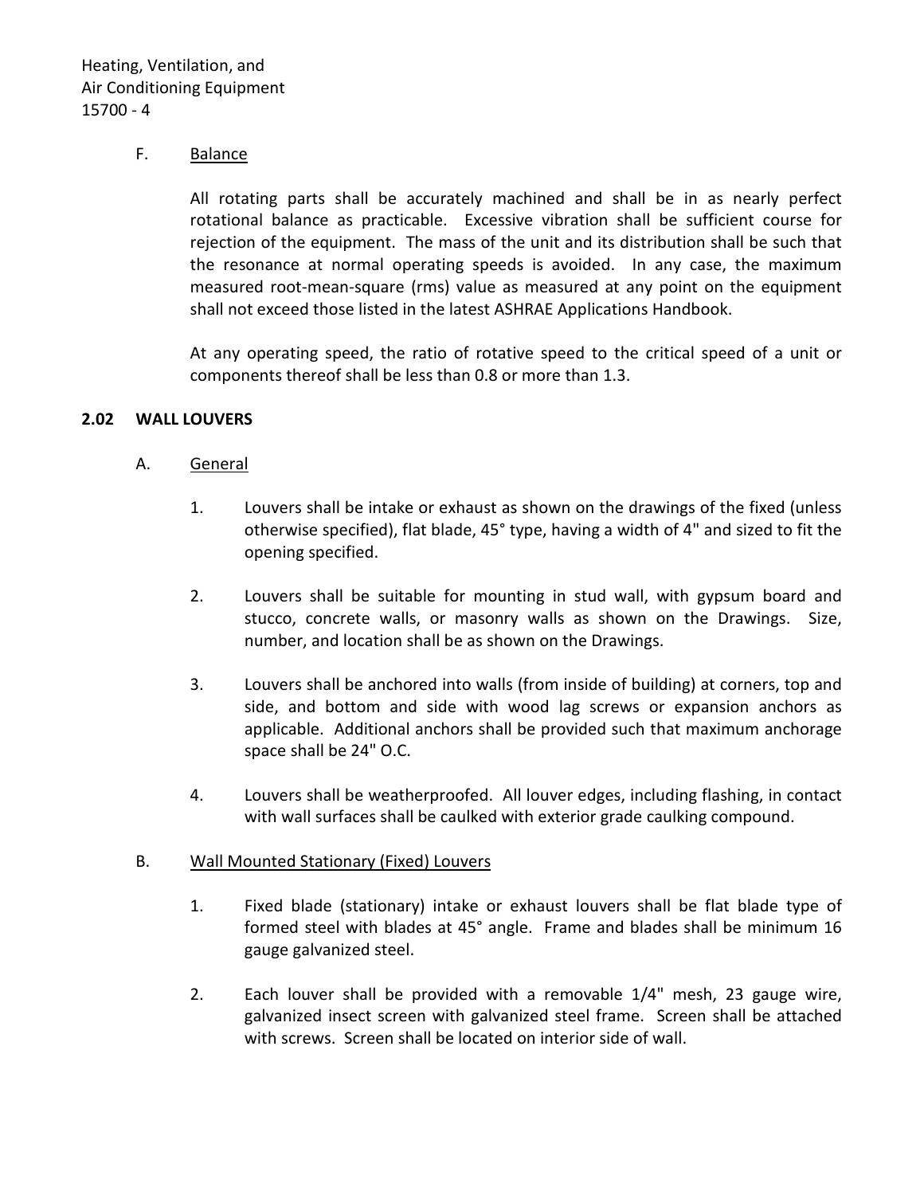F. Balance

All rotating parts shall be accurately machined and shall be in as nearly perfect rotational balance as practicable. Excessive vibration shall be sufficient course for rejection of the equipment. The mass of the unit and its distribution shall be such that the resonance at normal operating speeds is avoided. In any case, the maximum measured root-mean-square (rms) value as measured at any point on the equipment shall not exceed those listed in the latest ASHRAE Applications Handbook.

At any operating speed, the ratio of rotative speed to the critical speed of a unit or components thereof shall be less than 0.8 or more than 1.3.

## 2.02 WALL LOUVERS

A. General

1. Louvers shall be intake or exhaust as shown on the drawings of the fixed (unless otherwise specified), flat blade, 45° type, having a width of 4" and sized to fit the opening specified.

2. Louvers shall be suitable for mounting in stud wall, with gypsum board and stucco, concrete walls, or masonry walls as shown on the Drawings. Size, number, and location shall be as shown on the Drawings.

3. Louvers shall be anchored into walls (from inside of building) at corners, top and side, and bottom and side with wood lag screws or expansion anchors as applicable. Additional anchors shall be provided such that maximum anchorage space shall be 24" O.C.

4. Louvers shall be weatherproofed. All louver edges, including flashing, in contact with wall surfaces shall be caulked with exterior grade caulking compound.

B. Wall Mounted Stationary (Fixed) Louvers

1. Fixed blade (stationary) intake or exhaust louvers shall be flat blade type of formed steel with blades at 45° angle. Frame and blades shall be minimum 16 gauge galvanized steel.

2. Each louver shall be provided with a removable 1/4" mesh, 23 gauge wire, galvanized insect screen with galvanized steel frame. Screen shall be attached with screws. Screen shall be located on interior side of wall.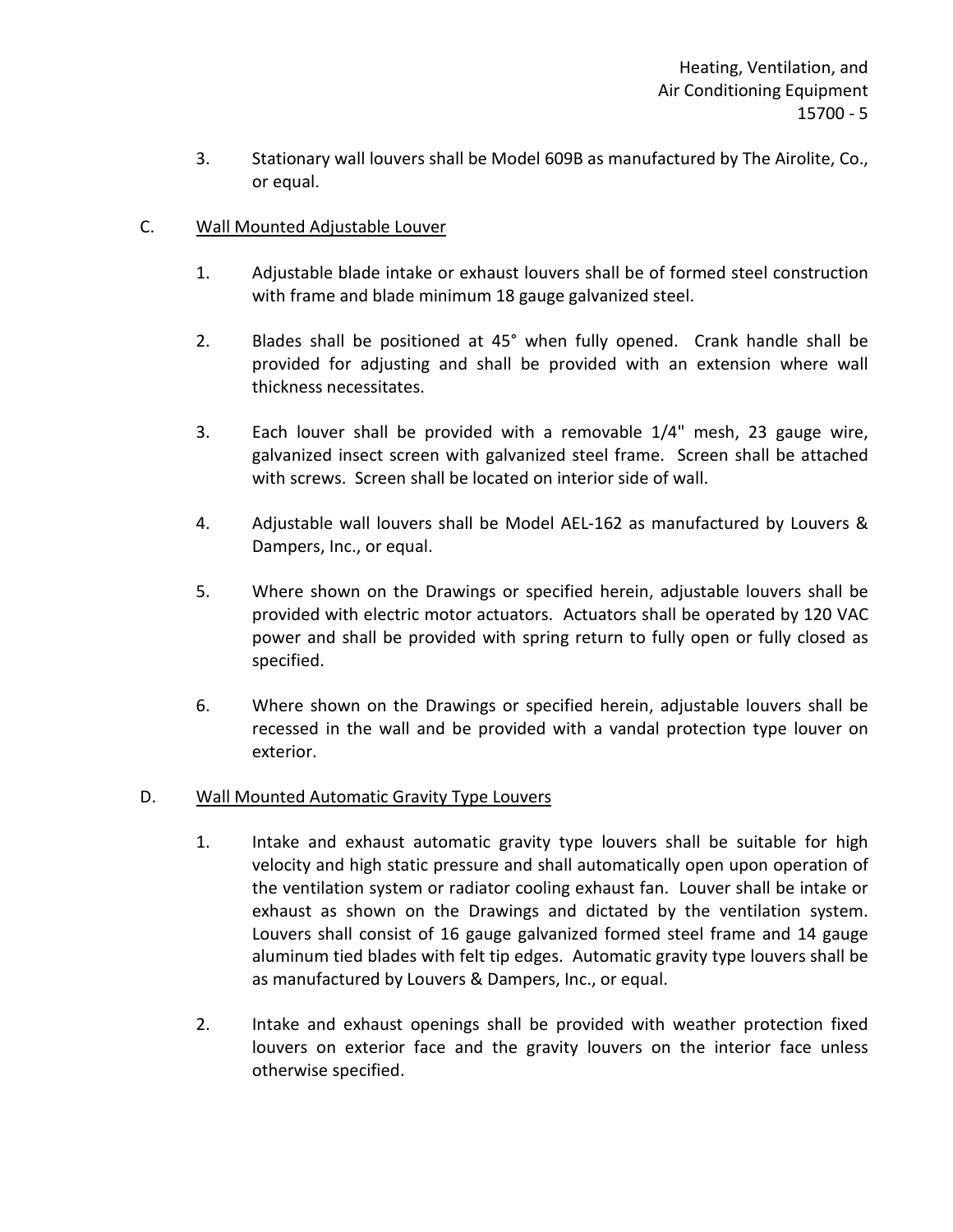3. Stationary wall louvers shall be Model 609B as manufactured by The Airolite, Co., or equal.

C. Wall Mounted Adjustable Louver

1. Adjustable blade intake or exhaust louvers shall be of formed steel construction with frame and blade minimum 18 gauge galvanized steel.

2. Blades shall be positioned at 45° when fully opened. Crank handle shall be provided for adjusting and shall be provided with an extension where wall thickness necessitates.

3. Each louver shall be provided with a removable 1/4" mesh, 23 gauge wire, galvanized insect screen with galvanized steel frame. Screen shall be attached with screws. Screen shall be located on interior side of wall.

4. Adjustable wall louvers shall be Model AEL-162 as manufactured by Louvers & Dampers, Inc., or equal.

5. Where shown on the Drawings or specified herein, adjustable louvers shall be provided with electric motor actuators. Actuators shall be operated by 120 VAC power and shall be provided with spring return to fully open or fully closed as specified.

6. Where shown on the Drawings or specified herein, adjustable louvers shall be recessed in the wall and be provided with a vandal protection type louver on exterior.

D. Wall Mounted Automatic Gravity Type Louvers

1. Intake and exhaust automatic gravity type louvers shall be suitable for high velocity and high static pressure and shall automatically open upon operation of the ventilation system or radiator cooling exhaust fan. Louver shall be intake or exhaust as shown on the Drawings and dictated by the ventilation system. Louvers shall consist of 16 gauge galvanized formed steel frame and 14 gauge aluminum tied blades with felt tip edges. Automatic gravity type louvers shall be as manufactured by Louvers & Dampers, Inc., or equal.

2. Intake and exhaust openings shall be provided with weather protection fixed louvers on exterior face and the gravity louvers on the interior face unless otherwise specified.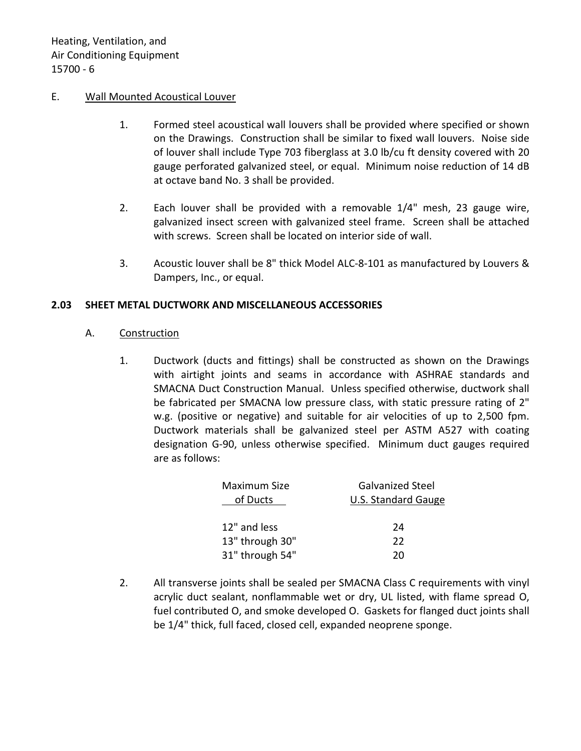E. Wall Mounted Acoustical Louver

1. Formed steel acoustical wall louvers shall be provided where specified or shown on the Drawings. Construction shall be similar to fixed wall louvers. Noise side of louver shall include Type 703 fiberglass at 3.0 lb/cu ft density covered with 20 gauge perforated galvanized steel, or equal. Minimum noise reduction of 14 dB at octave band No. 3 shall be provided.

2. Each louver shall be provided with a removable 1/4" mesh, 23 gauge wire, galvanized insect screen with galvanized steel frame. Screen shall be attached with screws. Screen shall be located on interior side of wall.

3. Acoustic louver shall be 8" thick Model ALC-8-101 as manufactured by Louvers & Dampers, Inc., or equal.

**2.03 SHEET METAL DUCTWORK AND MISCELLANEOUS ACCESSORIES**

A. Construction

1. Ductwork (ducts and fittings) shall be constructed as shown on the Drawings with airtight joints and seams in accordance with ASHRAE standards and SMACNA Duct Construction Manual. Unless specified otherwise, ductwork shall be fabricated per SMACNA low pressure class, with static pressure rating of 2" w.g. (positive or negative) and suitable for air velocities of up to 2,500 fpm. Ductwork materials shall be galvanized steel per ASTM A527 with coating designation G-90, unless otherwise specified. Minimum duct gauges required are as follows:

| Maximum Size of Ducts | Galvanized Steel U.S. Standard Gauge |
|---|---|
| 12" and less | 24 |
| 13" through 30" | 22 |
| 31" through 54" | 20 |

2. All transverse joints shall be sealed per SMACNA Class C requirements with vinyl acrylic duct sealant, nonflammable wet or dry, UL listed, with flame spread O, fuel contributed O, and smoke developed O. Gaskets for flanged duct joints shall be 1/4" thick, full faced, closed cell, expanded neoprene sponge.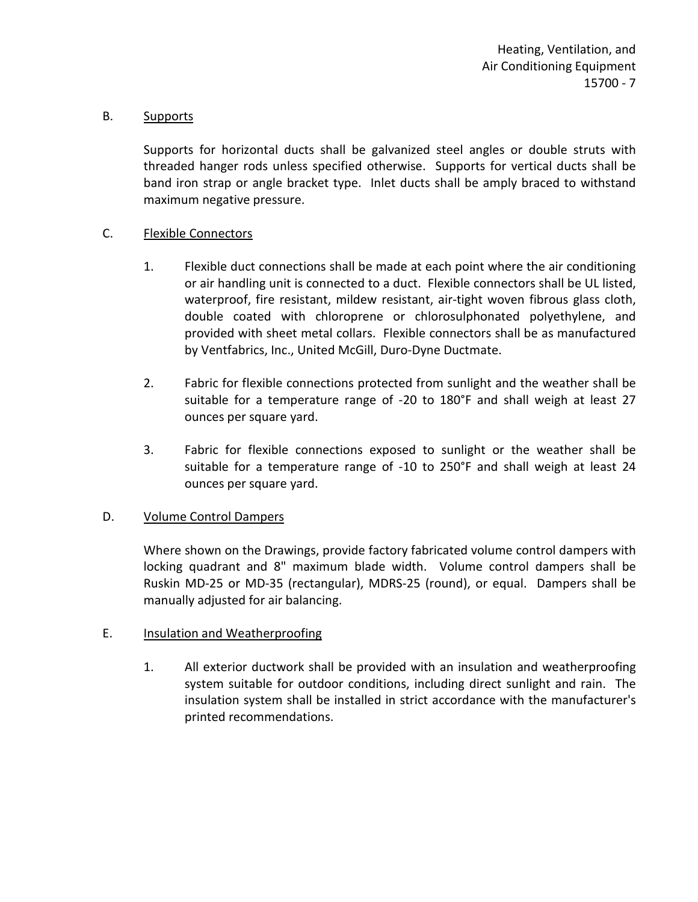B. Supports

Supports for horizontal ducts shall be galvanized steel angles or double struts with threaded hanger rods unless specified otherwise. Supports for vertical ducts shall be band iron strap or angle bracket type. Inlet ducts shall be amply braced to withstand maximum negative pressure.

C. Flexible Connectors

1. Flexible duct connections shall be made at each point where the air conditioning or air handling unit is connected to a duct. Flexible connectors shall be UL listed, waterproof, fire resistant, mildew resistant, air-tight woven fibrous glass cloth, double coated with chloroprene or chlorosulphonated polyethylene, and provided with sheet metal collars. Flexible connectors shall be as manufactured by Ventfabrics, Inc., United McGill, Duro-Dyne Ductmate.

2. Fabric for flexible connections protected from sunlight and the weather shall be suitable for a temperature range of -20 to 180°F and shall weigh at least 27 ounces per square yard.

3. Fabric for flexible connections exposed to sunlight or the weather shall be suitable for a temperature range of -10 to 250°F and shall weigh at least 24 ounces per square yard.

D. Volume Control Dampers

Where shown on the Drawings, provide factory fabricated volume control dampers with locking quadrant and 8" maximum blade width. Volume control dampers shall be Ruskin MD-25 or MD-35 (rectangular), MDRS-25 (round), or equal. Dampers shall be manually adjusted for air balancing.

E. Insulation and Weatherproofing

1. All exterior ductwork shall be provided with an insulation and weatherproofing system suitable for outdoor conditions, including direct sunlight and rain. The insulation system shall be installed in strict accordance with the manufacturer's printed recommendations.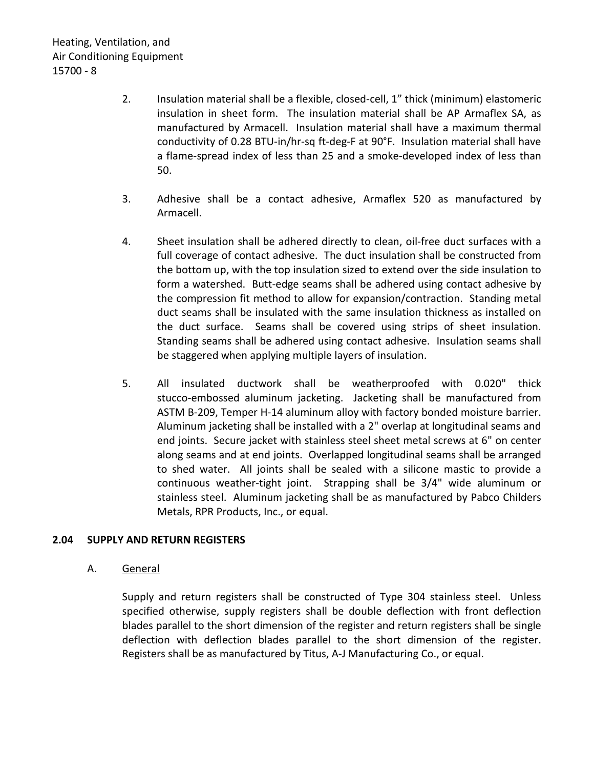2. Insulation material shall be a flexible, closed-cell, 1” thick (minimum) elastomeric insulation in sheet form. The insulation material shall be AP Armaflex SA, as manufactured by Armacell. Insulation material shall have a maximum thermal conductivity of 0.28 BTU-in/hr-sq ft-deg-F at 90°F. Insulation material shall have a flame-spread index of less than 25 and a smoke-developed index of less than 50.

3. Adhesive shall be a contact adhesive, Armaflex 520 as manufactured by Armacell.

4. Sheet insulation shall be adhered directly to clean, oil-free duct surfaces with a full coverage of contact adhesive. The duct insulation shall be constructed from the bottom up, with the top insulation sized to extend over the side insulation to form a watershed. Butt-edge seams shall be adhered using contact adhesive by the compression fit method to allow for expansion/contraction. Standing metal duct seams shall be insulated with the same insulation thickness as installed on the duct surface. Seams shall be covered using strips of sheet insulation. Standing seams shall be adhered using contact adhesive. Insulation seams shall be staggered when applying multiple layers of insulation.

5. All insulated ductwork shall be weatherproofed with 0.020" thick stucco-embossed aluminum jacketing. Jacketing shall be manufactured from ASTM B-209, Temper H-14 aluminum alloy with factory bonded moisture barrier. Aluminum jacketing shall be installed with a 2" overlap at longitudinal seams and end joints. Secure jacket with stainless steel sheet metal screws at 6" on center along seams and at end joints. Overlapped longitudinal seams shall be arranged to shed water. All joints shall be sealed with a silicone mastic to provide a continuous weather-tight joint. Strapping shall be 3/4" wide aluminum or stainless steel. Aluminum jacketing shall be as manufactured by Pabco Childers Metals, RPR Products, Inc., or equal.

## 2.04 SUPPLY AND RETURN REGISTERS

A. General

Supply and return registers shall be constructed of Type 304 stainless steel. Unless specified otherwise, supply registers shall be double deflection with front deflection blades parallel to the short dimension of the register and return registers shall be single deflection with deflection blades parallel to the short dimension of the register. Registers shall be as manufactured by Titus, A-J Manufacturing Co., or equal.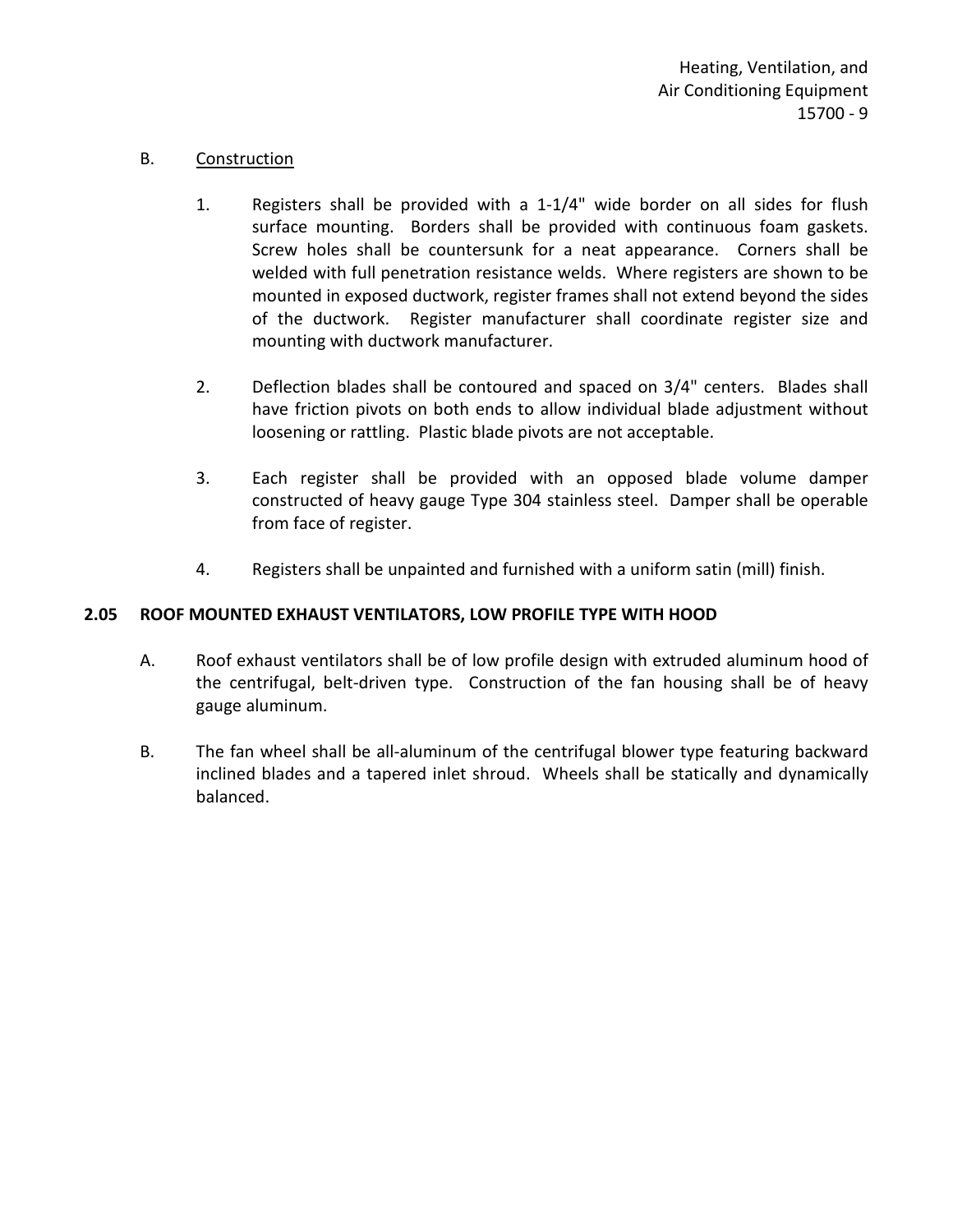B. Construction

1. Registers shall be provided with a 1-1/4" wide border on all sides for flush surface mounting. Borders shall be provided with continuous foam gaskets. Screw holes shall be countersunk for a neat appearance. Corners shall be welded with full penetration resistance welds. Where registers are shown to be mounted in exposed ductwork, register frames shall not extend beyond the sides of the ductwork. Register manufacturer shall coordinate register size and mounting with ductwork manufacturer.

2. Deflection blades shall be contoured and spaced on 3/4" centers. Blades shall have friction pivots on both ends to allow individual blade adjustment without loosening or rattling. Plastic blade pivots are not acceptable.

3. Each register shall be provided with an opposed blade volume damper constructed of heavy gauge Type 304 stainless steel. Damper shall be operable from face of register.

4. Registers shall be unpainted and furnished with a uniform satin (mill) finish.

## 2.05 ROOF MOUNTED EXHAUST VENTILATORS, LOW PROFILE TYPE WITH HOOD

A. Roof exhaust ventilators shall be of low profile design with extruded aluminum hood of the centrifugal, belt-driven type. Construction of the fan housing shall be of heavy gauge aluminum.

B. The fan wheel shall be all-aluminum of the centrifugal blower type featuring backward inclined blades and a tapered inlet shroud. Wheels shall be statically and dynamically balanced.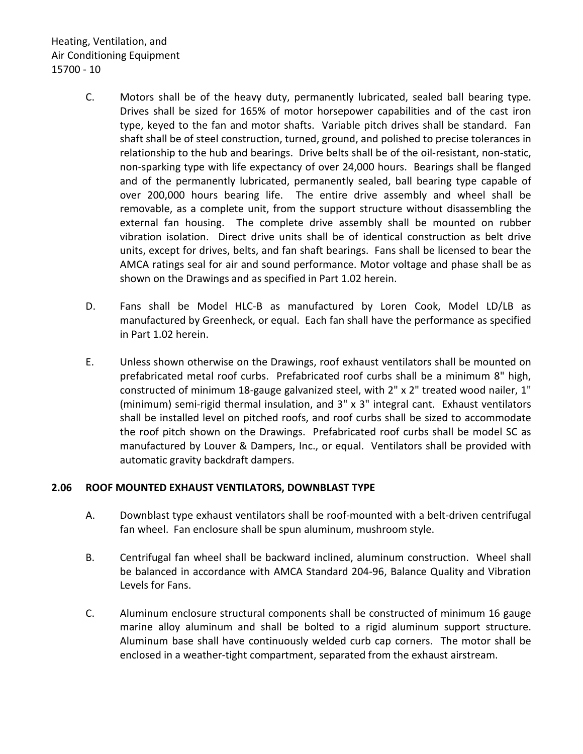C. Motors shall be of the heavy duty, permanently lubricated, sealed ball bearing type. Drives shall be sized for 165% of motor horsepower capabilities and of the cast iron type, keyed to the fan and motor shafts. Variable pitch drives shall be standard. Fan shaft shall be of steel construction, turned, ground, and polished to precise tolerances in relationship to the hub and bearings. Drive belts shall be of the oil-resistant, non-static, non-sparking type with life expectancy of over 24,000 hours. Bearings shall be flanged and of the permanently lubricated, permanently sealed, ball bearing type capable of over 200,000 hours bearing life. The entire drive assembly and wheel shall be removable, as a complete unit, from the support structure without disassembling the external fan housing. The complete drive assembly shall be mounted on rubber vibration isolation. Direct drive units shall be of identical construction as belt drive units, except for drives, belts, and fan shaft bearings. Fans shall be licensed to bear the AMCA ratings seal for air and sound performance. Motor voltage and phase shall be as shown on the Drawings and as specified in Part 1.02 herein.

D. Fans shall be Model HLC-B as manufactured by Loren Cook, Model LD/LB as manufactured by Greenheck, or equal. Each fan shall have the performance as specified in Part 1.02 herein.

E. Unless shown otherwise on the Drawings, roof exhaust ventilators shall be mounted on prefabricated metal roof curbs. Prefabricated roof curbs shall be a minimum 8" high, constructed of minimum 18-gauge galvanized steel, with 2" x 2" treated wood nailer, 1" (minimum) semi-rigid thermal insulation, and 3" x 3" integral cant. Exhaust ventilators shall be installed level on pitched roofs, and roof curbs shall be sized to accommodate the roof pitch shown on the Drawings. Prefabricated roof curbs shall be model SC as manufactured by Louver & Dampers, Inc., or equal. Ventilators shall be provided with automatic gravity backdraft dampers.

## 2.06 ROOF MOUNTED EXHAUST VENTILATORS, DOWNBLAST TYPE

A. Downblast type exhaust ventilators shall be roof-mounted with a belt-driven centrifugal fan wheel. Fan enclosure shall be spun aluminum, mushroom style.

B. Centrifugal fan wheel shall be backward inclined, aluminum construction. Wheel shall be balanced in accordance with AMCA Standard 204-96, Balance Quality and Vibration Levels for Fans.

C. Aluminum enclosure structural components shall be constructed of minimum 16 gauge marine alloy aluminum and shall be bolted to a rigid aluminum support structure. Aluminum base shall have continuously welded curb cap corners. The motor shall be enclosed in a weather-tight compartment, separated from the exhaust airstream.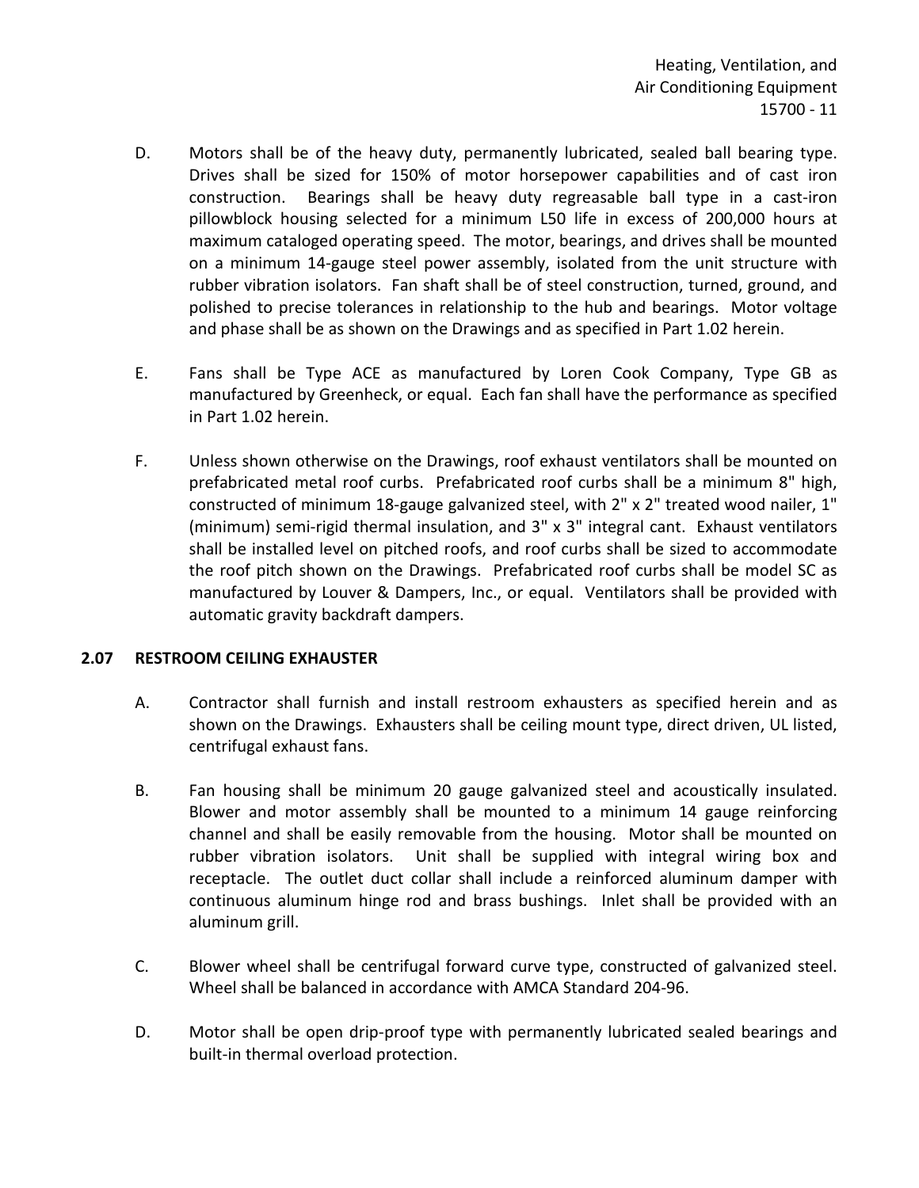D. Motors shall be of the heavy duty, permanently lubricated, sealed ball bearing type. Drives shall be sized for 150% of motor horsepower capabilities and of cast iron construction. Bearings shall be heavy duty regreasable ball type in a cast-iron pillowblock housing selected for a minimum L50 life in excess of 200,000 hours at maximum cataloged operating speed. The motor, bearings, and drives shall be mounted on a minimum 14-gauge steel power assembly, isolated from the unit structure with rubber vibration isolators. Fan shaft shall be of steel construction, turned, ground, and polished to precise tolerances in relationship to the hub and bearings. Motor voltage and phase shall be as shown on the Drawings and as specified in Part 1.02 herein.

E. Fans shall be Type ACE as manufactured by Loren Cook Company, Type GB as manufactured by Greenheck, or equal. Each fan shall have the performance as specified in Part 1.02 herein.

F. Unless shown otherwise on the Drawings, roof exhaust ventilators shall be mounted on prefabricated metal roof curbs. Prefabricated roof curbs shall be a minimum 8" high, constructed of minimum 18-gauge galvanized steel, with 2" x 2" treated wood nailer, 1" (minimum) semi-rigid thermal insulation, and 3" x 3" integral cant. Exhaust ventilators shall be installed level on pitched roofs, and roof curbs shall be sized to accommodate the roof pitch shown on the Drawings. Prefabricated roof curbs shall be model SC as manufactured by Louver & Dampers, Inc., or equal. Ventilators shall be provided with automatic gravity backdraft dampers.

## 2.07 RESTROOM CEILING EXHAUSTER

A. Contractor shall furnish and install restroom exhausters as specified herein and as shown on the Drawings. Exhausters shall be ceiling mount type, direct driven, UL listed, centrifugal exhaust fans.

B. Fan housing shall be minimum 20 gauge galvanized steel and acoustically insulated. Blower and motor assembly shall be mounted to a minimum 14 gauge reinforcing channel and shall be easily removable from the housing. Motor shall be mounted on rubber vibration isolators. Unit shall be supplied with integral wiring box and receptacle. The outlet duct collar shall include a reinforced aluminum damper with continuous aluminum hinge rod and brass bushings. Inlet shall be provided with an aluminum grill.

C. Blower wheel shall be centrifugal forward curve type, constructed of galvanized steel. Wheel shall be balanced in accordance with AMCA Standard 204-96.

D. Motor shall be open drip-proof type with permanently lubricated sealed bearings and built-in thermal overload protection.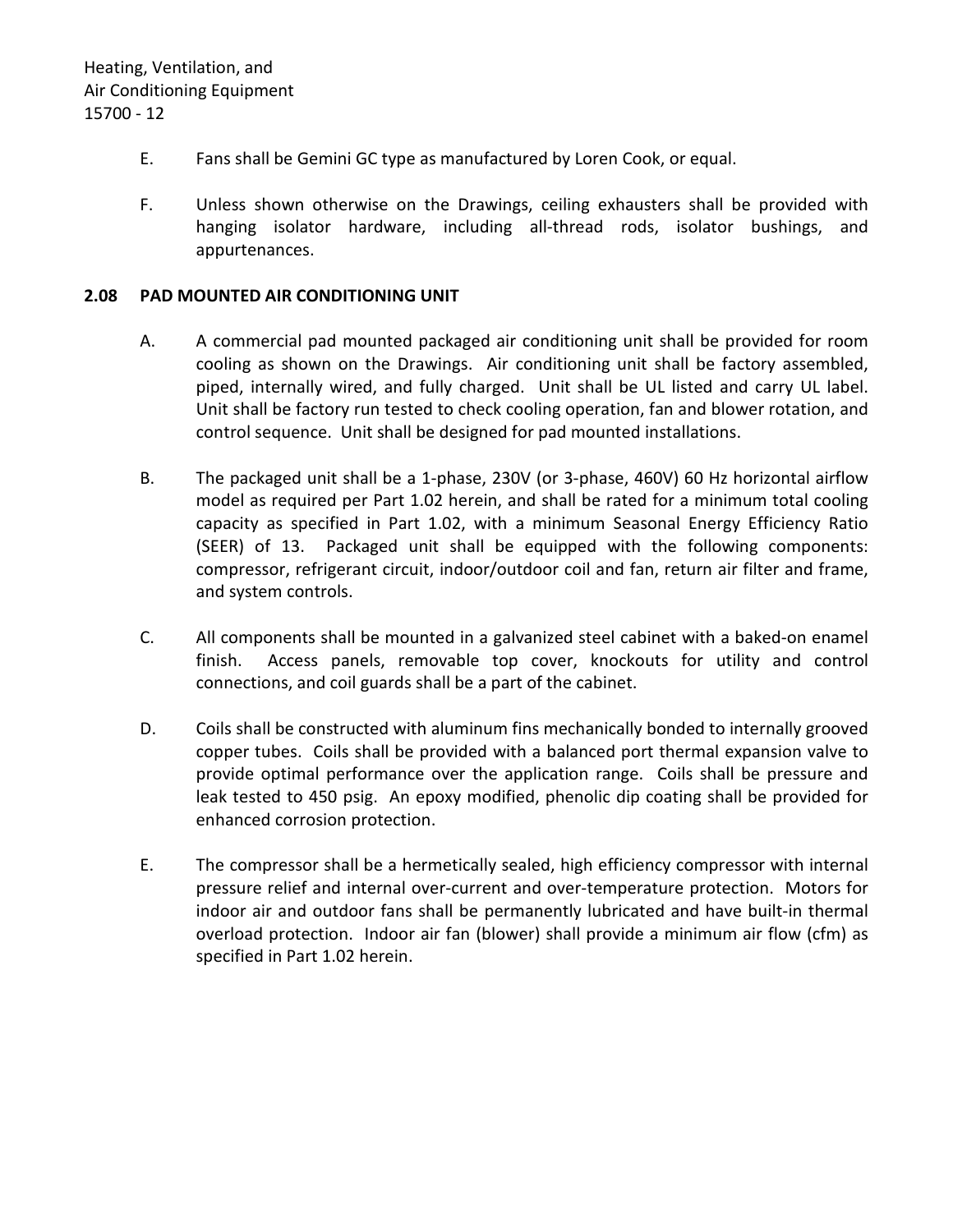E. Fans shall be Gemini GC type as manufactured by Loren Cook, or equal.

F. Unless shown otherwise on the Drawings, ceiling exhausters shall be provided with hanging isolator hardware, including all-thread rods, isolator bushings, and appurtenances.

## 2.08 PAD MOUNTED AIR CONDITIONING UNIT

A. A commercial pad mounted packaged air conditioning unit shall be provided for room cooling as shown on the Drawings. Air conditioning unit shall be factory assembled, piped, internally wired, and fully charged. Unit shall be UL listed and carry UL label. Unit shall be factory run tested to check cooling operation, fan and blower rotation, and control sequence. Unit shall be designed for pad mounted installations.

B. The packaged unit shall be a 1-phase, 230V (or 3-phase, 460V) 60 Hz horizontal airflow model as required per Part 1.02 herein, and shall be rated for a minimum total cooling capacity as specified in Part 1.02, with a minimum Seasonal Energy Efficiency Ratio (SEER) of 13. Packaged unit shall be equipped with the following components: compressor, refrigerant circuit, indoor/outdoor coil and fan, return air filter and frame, and system controls.

C. All components shall be mounted in a galvanized steel cabinet with a baked-on enamel finish. Access panels, removable top cover, knockouts for utility and control connections, and coil guards shall be a part of the cabinet.

D. Coils shall be constructed with aluminum fins mechanically bonded to internally grooved copper tubes. Coils shall be provided with a balanced port thermal expansion valve to provide optimal performance over the application range. Coils shall be pressure and leak tested to 450 psig. An epoxy modified, phenolic dip coating shall be provided for enhanced corrosion protection.

E. The compressor shall be a hermetically sealed, high efficiency compressor with internal pressure relief and internal over-current and over-temperature protection. Motors for indoor air and outdoor fans shall be permanently lubricated and have built-in thermal overload protection. Indoor air fan (blower) shall provide a minimum air flow (cfm) as specified in Part 1.02 herein.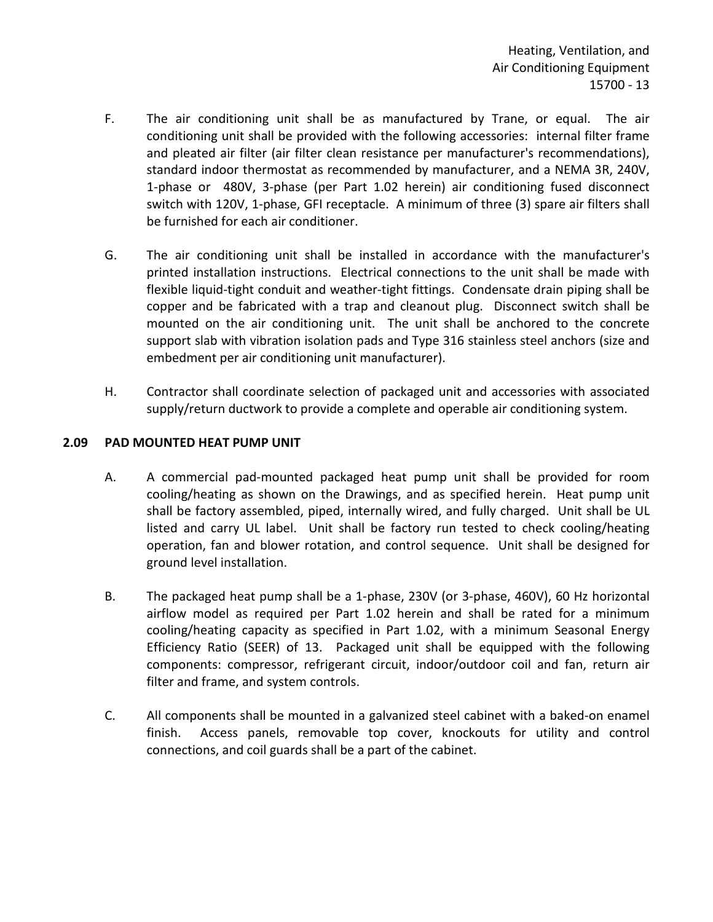F. The air conditioning unit shall be as manufactured by Trane, or equal. The air conditioning unit shall be provided with the following accessories: internal filter frame and pleated air filter (air filter clean resistance per manufacturer's recommendations), standard indoor thermostat as recommended by manufacturer, and a NEMA 3R, 240V, 1-phase or 480V, 3-phase (per Part 1.02 herein) air conditioning fused disconnect switch with 120V, 1-phase, GFI receptacle. A minimum of three (3) spare air filters shall be furnished for each air conditioner.

G. The air conditioning unit shall be installed in accordance with the manufacturer's printed installation instructions. Electrical connections to the unit shall be made with flexible liquid-tight conduit and weather-tight fittings. Condensate drain piping shall be copper and be fabricated with a trap and cleanout plug. Disconnect switch shall be mounted on the air conditioning unit. The unit shall be anchored to the concrete support slab with vibration isolation pads and Type 316 stainless steel anchors (size and embedment per air conditioning unit manufacturer).

H. Contractor shall coordinate selection of packaged unit and accessories with associated supply/return ductwork to provide a complete and operable air conditioning system.

## 2.09 PAD MOUNTED HEAT PUMP UNIT

A. A commercial pad-mounted packaged heat pump unit shall be provided for room cooling/heating as shown on the Drawings, and as specified herein. Heat pump unit shall be factory assembled, piped, internally wired, and fully charged. Unit shall be UL listed and carry UL label. Unit shall be factory run tested to check cooling/heating operation, fan and blower rotation, and control sequence. Unit shall be designed for ground level installation.

B. The packaged heat pump shall be a 1-phase, 230V (or 3-phase, 460V), 60 Hz horizontal airflow model as required per Part 1.02 herein and shall be rated for a minimum cooling/heating capacity as specified in Part 1.02, with a minimum Seasonal Energy Efficiency Ratio (SEER) of 13. Packaged unit shall be equipped with the following components: compressor, refrigerant circuit, indoor/outdoor coil and fan, return air filter and frame, and system controls.

C. All components shall be mounted in a galvanized steel cabinet with a baked-on enamel finish. Access panels, removable top cover, knockouts for utility and control connections, and coil guards shall be a part of the cabinet.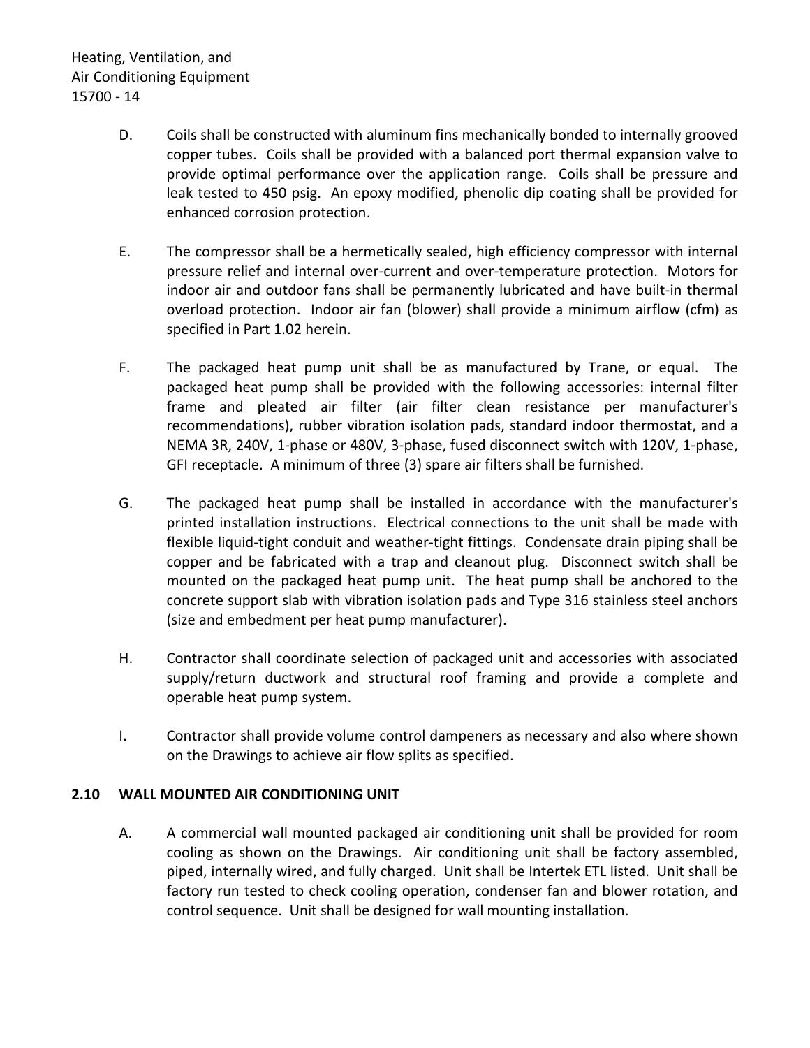D. Coils shall be constructed with aluminum fins mechanically bonded to internally grooved copper tubes. Coils shall be provided with a balanced port thermal expansion valve to provide optimal performance over the application range. Coils shall be pressure and leak tested to 450 psig. An epoxy modified, phenolic dip coating shall be provided for enhanced corrosion protection.

E. The compressor shall be a hermetically sealed, high efficiency compressor with internal pressure relief and internal over-current and over-temperature protection. Motors for indoor air and outdoor fans shall be permanently lubricated and have built-in thermal overload protection. Indoor air fan (blower) shall provide a minimum airflow (cfm) as specified in Part 1.02 herein.

F. The packaged heat pump unit shall be as manufactured by Trane, or equal. The packaged heat pump shall be provided with the following accessories: internal filter frame and pleated air filter (air filter clean resistance per manufacturer's recommendations), rubber vibration isolation pads, standard indoor thermostat, and a NEMA 3R, 240V, 1-phase or 480V, 3-phase, fused disconnect switch with 120V, 1-phase, GFI receptacle. A minimum of three (3) spare air filters shall be furnished.

G. The packaged heat pump shall be installed in accordance with the manufacturer's printed installation instructions. Electrical connections to the unit shall be made with flexible liquid-tight conduit and weather-tight fittings. Condensate drain piping shall be copper and be fabricated with a trap and cleanout plug. Disconnect switch shall be mounted on the packaged heat pump unit. The heat pump shall be anchored to the concrete support slab with vibration isolation pads and Type 316 stainless steel anchors (size and embedment per heat pump manufacturer).

H. Contractor shall coordinate selection of packaged unit and accessories with associated supply/return ductwork and structural roof framing and provide a complete and operable heat pump system.

I. Contractor shall provide volume control dampeners as necessary and also where shown on the Drawings to achieve air flow splits as specified.

## 2.10 WALL MOUNTED AIR CONDITIONING UNIT

A. A commercial wall mounted packaged air conditioning unit shall be provided for room cooling as shown on the Drawings. Air conditioning unit shall be factory assembled, piped, internally wired, and fully charged. Unit shall be Intertek ETL listed. Unit shall be factory run tested to check cooling operation, condenser fan and blower rotation, and control sequence. Unit shall be designed for wall mounting installation.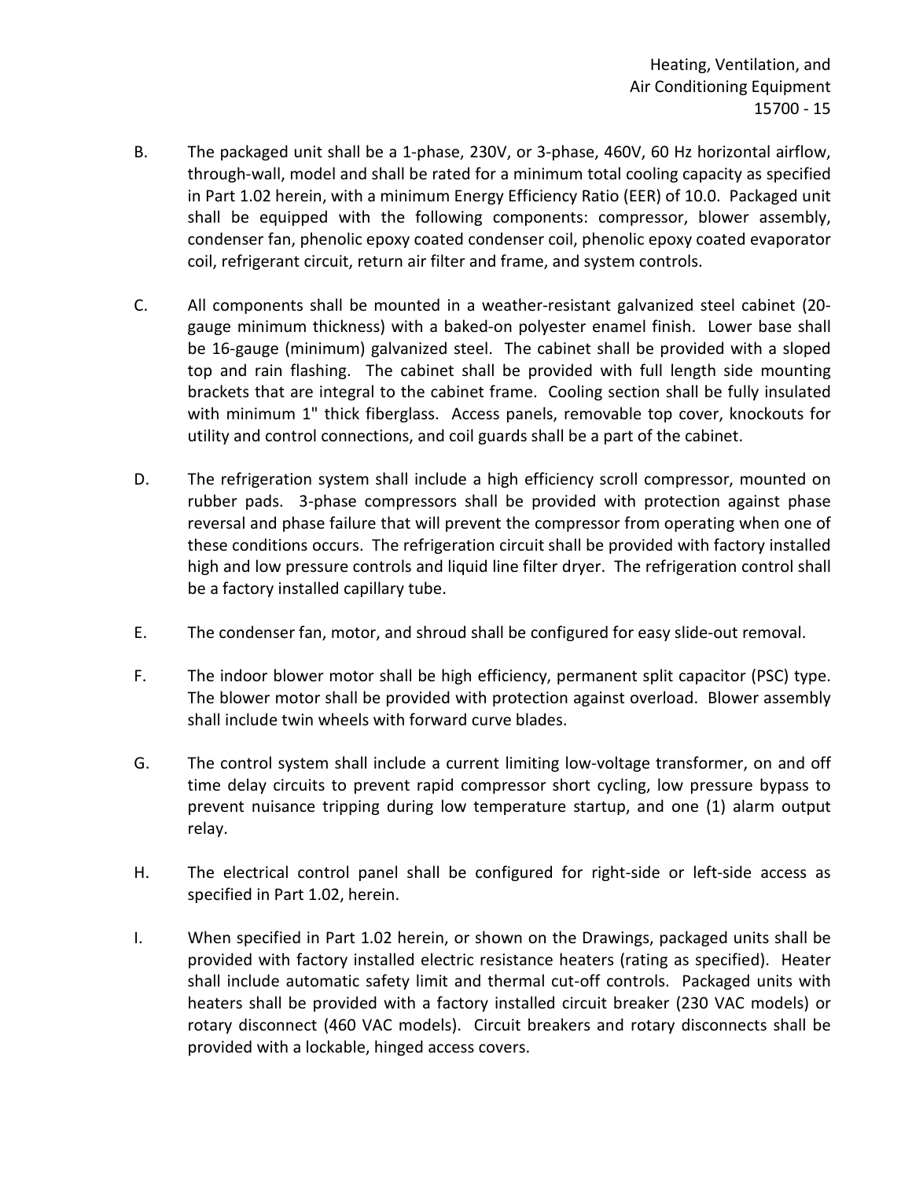B. The packaged unit shall be a 1-phase, 230V, or 3-phase, 460V, 60 Hz horizontal airflow, through-wall, model and shall be rated for a minimum total cooling capacity as specified in Part 1.02 herein, with a minimum Energy Efficiency Ratio (EER) of 10.0. Packaged unit shall be equipped with the following components: compressor, blower assembly, condenser fan, phenolic epoxy coated condenser coil, phenolic epoxy coated evaporator coil, refrigerant circuit, return air filter and frame, and system controls.

C. All components shall be mounted in a weather-resistant galvanized steel cabinet (20-gauge minimum thickness) with a baked-on polyester enamel finish. Lower base shall be 16-gauge (minimum) galvanized steel. The cabinet shall be provided with a sloped top and rain flashing. The cabinet shall be provided with full length side mounting brackets that are integral to the cabinet frame. Cooling section shall be fully insulated with minimum 1" thick fiberglass. Access panels, removable top cover, knockouts for utility and control connections, and coil guards shall be a part of the cabinet.

D. The refrigeration system shall include a high efficiency scroll compressor, mounted on rubber pads. 3-phase compressors shall be provided with protection against phase reversal and phase failure that will prevent the compressor from operating when one of these conditions occurs. The refrigeration circuit shall be provided with factory installed high and low pressure controls and liquid line filter dryer. The refrigeration control shall be a factory installed capillary tube.

E. The condenser fan, motor, and shroud shall be configured for easy slide-out removal.

F. The indoor blower motor shall be high efficiency, permanent split capacitor (PSC) type. The blower motor shall be provided with protection against overload. Blower assembly shall include twin wheels with forward curve blades.

G. The control system shall include a current limiting low-voltage transformer, on and off time delay circuits to prevent rapid compressor short cycling, low pressure bypass to prevent nuisance tripping during low temperature startup, and one (1) alarm output relay.

H. The electrical control panel shall be configured for right-side or left-side access as specified in Part 1.02, herein.

I. When specified in Part 1.02 herein, or shown on the Drawings, packaged units shall be provided with factory installed electric resistance heaters (rating as specified). Heater shall include automatic safety limit and thermal cut-off controls. Packaged units with heaters shall be provided with a factory installed circuit breaker (230 VAC models) or rotary disconnect (460 VAC models). Circuit breakers and rotary disconnects shall be provided with a lockable, hinged access covers.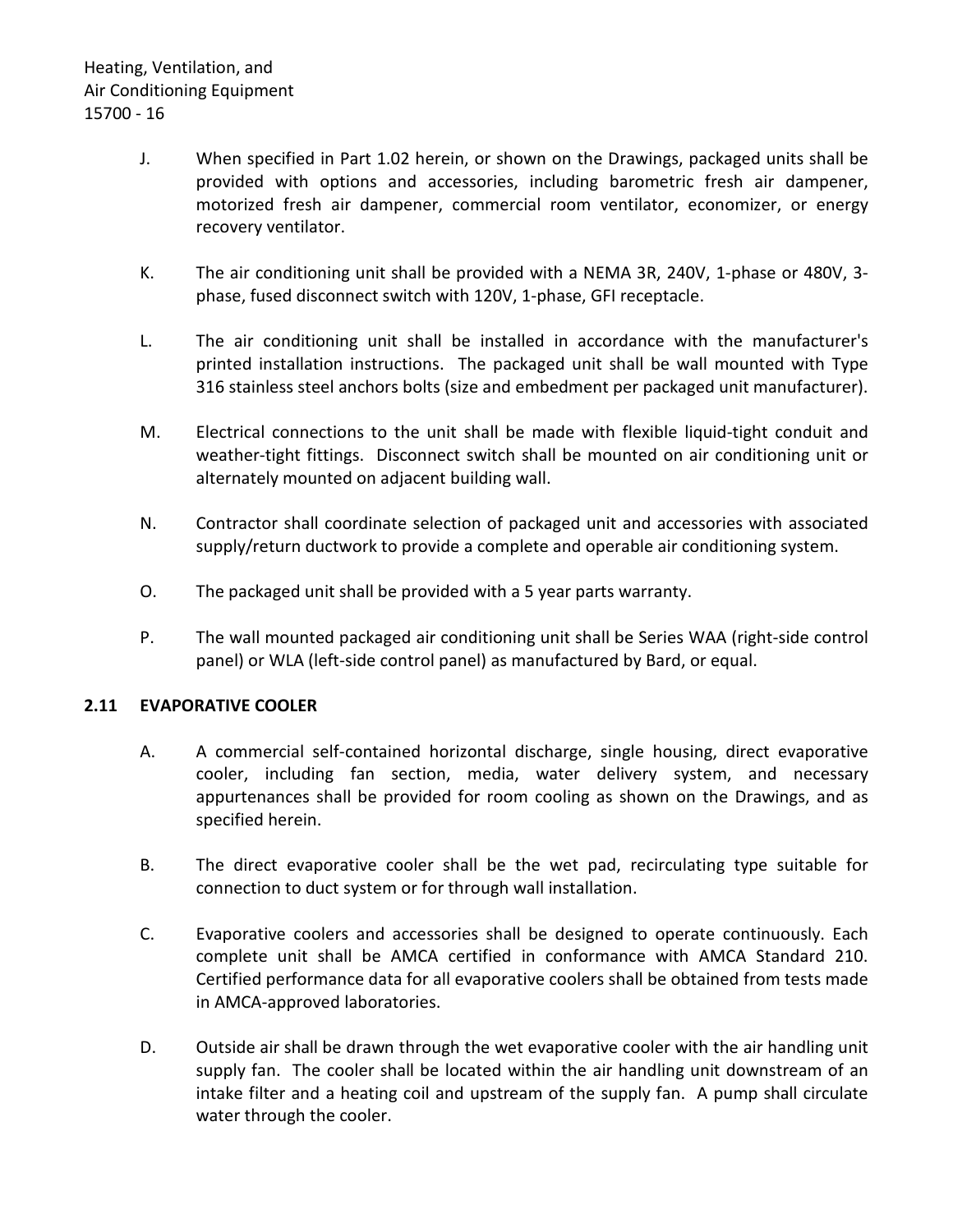J. When specified in Part 1.02 herein, or shown on the Drawings, packaged units shall be provided with options and accessories, including barometric fresh air dampener, motorized fresh air dampener, commercial room ventilator, economizer, or energy recovery ventilator.

K. The air conditioning unit shall be provided with a NEMA 3R, 240V, 1-phase or 480V, 3-phase, fused disconnect switch with 120V, 1-phase, GFI receptacle.

L. The air conditioning unit shall be installed in accordance with the manufacturer's printed installation instructions. The packaged unit shall be wall mounted with Type 316 stainless steel anchors bolts (size and embedment per packaged unit manufacturer).

M. Electrical connections to the unit shall be made with flexible liquid-tight conduit and weather-tight fittings. Disconnect switch shall be mounted on air conditioning unit or alternately mounted on adjacent building wall.

N. Contractor shall coordinate selection of packaged unit and accessories with associated supply/return ductwork to provide a complete and operable air conditioning system.

O. The packaged unit shall be provided with a 5 year parts warranty.

P. The wall mounted packaged air conditioning unit shall be Series WAA (right-side control panel) or WLA (left-side control panel) as manufactured by Bard, or equal.

## 2.11 EVAPORATIVE COOLER

A. A commercial self-contained horizontal discharge, single housing, direct evaporative cooler, including fan section, media, water delivery system, and necessary appurtenances shall be provided for room cooling as shown on the Drawings, and as specified herein.

B. The direct evaporative cooler shall be the wet pad, recirculating type suitable for connection to duct system or for through wall installation.

C. Evaporative coolers and accessories shall be designed to operate continuously. Each complete unit shall be AMCA certified in conformance with AMCA Standard 210. Certified performance data for all evaporative coolers shall be obtained from tests made in AMCA-approved laboratories.

D. Outside air shall be drawn through the wet evaporative cooler with the air handling unit supply fan. The cooler shall be located within the air handling unit downstream of an intake filter and a heating coil and upstream of the supply fan. A pump shall circulate water through the cooler.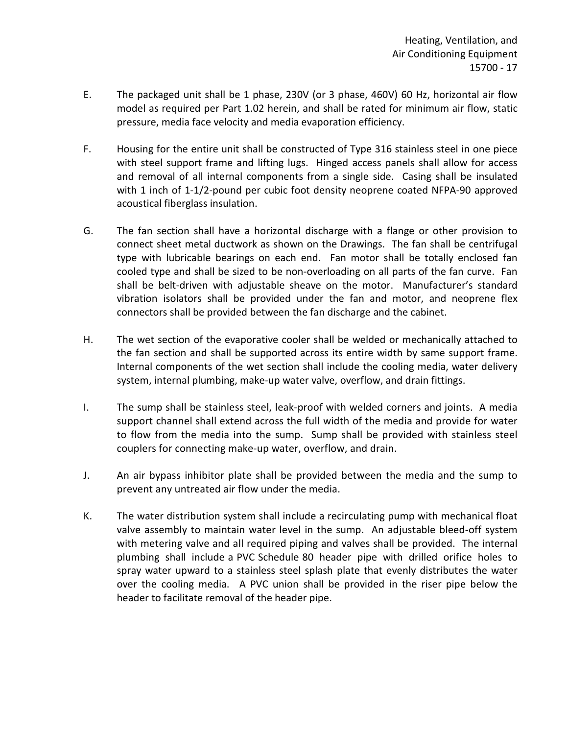E. The packaged unit shall be 1 phase, 230V (or 3 phase, 460V) 60 Hz, horizontal air flow model as required per Part 1.02 herein, and shall be rated for minimum air flow, static pressure, media face velocity and media evaporation efficiency.

F. Housing for the entire unit shall be constructed of Type 316 stainless steel in one piece with steel support frame and lifting lugs. Hinged access panels shall allow for access and removal of all internal components from a single side. Casing shall be insulated with 1 inch of 1-1/2-pound per cubic foot density neoprene coated NFPA-90 approved acoustical fiberglass insulation.

G. The fan section shall have a horizontal discharge with a flange or other provision to connect sheet metal ductwork as shown on the Drawings. The fan shall be centrifugal type with lubricable bearings on each end. Fan motor shall be totally enclosed fan cooled type and shall be sized to be non-overloading on all parts of the fan curve. Fan shall be belt-driven with adjustable sheave on the motor. Manufacturer's standard vibration isolators shall be provided under the fan and motor, and neoprene flex connectors shall be provided between the fan discharge and the cabinet.

H. The wet section of the evaporative cooler shall be welded or mechanically attached to the fan section and shall be supported across its entire width by same support frame. Internal components of the wet section shall include the cooling media, water delivery system, internal plumbing, make-up water valve, overflow, and drain fittings.

I. The sump shall be stainless steel, leak-proof with welded corners and joints. A media support channel shall extend across the full width of the media and provide for water to flow from the media into the sump. Sump shall be provided with stainless steel couplers for connecting make-up water, overflow, and drain.

J. An air bypass inhibitor plate shall be provided between the media and the sump to prevent any untreated air flow under the media.

K. The water distribution system shall include a recirculating pump with mechanical float valve assembly to maintain water level in the sump. An adjustable bleed-off system with metering valve and all required piping and valves shall be provided. The internal plumbing shall include a PVC Schedule 80 header pipe with drilled orifice holes to spray water upward to a stainless steel splash plate that evenly distributes the water over the cooling media. A PVC union shall be provided in the riser pipe below the header to facilitate removal of the header pipe.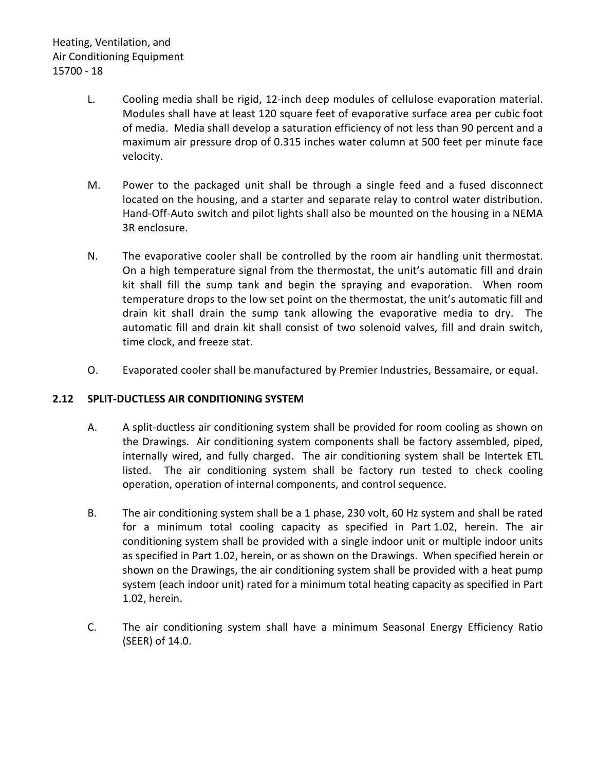L. Cooling media shall be rigid, 12-inch deep modules of cellulose evaporation material. Modules shall have at least 120 square feet of evaporative surface area per cubic foot of media. Media shall develop a saturation efficiency of not less than 90 percent and a maximum air pressure drop of 0.315 inches water column at 500 feet per minute face velocity.

M. Power to the packaged unit shall be through a single feed and a fused disconnect located on the housing, and a starter and separate relay to control water distribution. Hand-Off-Auto switch and pilot lights shall also be mounted on the housing in a NEMA 3R enclosure.

N. The evaporative cooler shall be controlled by the room air handling unit thermostat. On a high temperature signal from the thermostat, the unit's automatic fill and drain kit shall fill the sump tank and begin the spraying and evaporation. When room temperature drops to the low set point on the thermostat, the unit's automatic fill and drain kit shall drain the sump tank allowing the evaporative media to dry. The automatic fill and drain kit shall consist of two solenoid valves, fill and drain switch, time clock, and freeze stat.

O. Evaporated cooler shall be manufactured by Premier Industries, Bessamaire, or equal.

## 2.12 SPLIT-DUCTLESS AIR CONDITIONING SYSTEM

A. A split-ductless air conditioning system shall be provided for room cooling as shown on the Drawings. Air conditioning system components shall be factory assembled, piped, internally wired, and fully charged. The air conditioning system shall be Intertek ETL listed. The air conditioning system shall be factory run tested to check cooling operation, operation of internal components, and control sequence.

B. The air conditioning system shall be a 1 phase, 230 volt, 60 Hz system and shall be rated for a minimum total cooling capacity as specified in Part 1.02, herein. The air conditioning system shall be provided with a single indoor unit or multiple indoor units as specified in Part 1.02, herein, or as shown on the Drawings. When specified herein or shown on the Drawings, the air conditioning system shall be provided with a heat pump system (each indoor unit) rated for a minimum total heating capacity as specified in Part 1.02, herein.

C. The air conditioning system shall have a minimum Seasonal Energy Efficiency Ratio (SEER) of 14.0.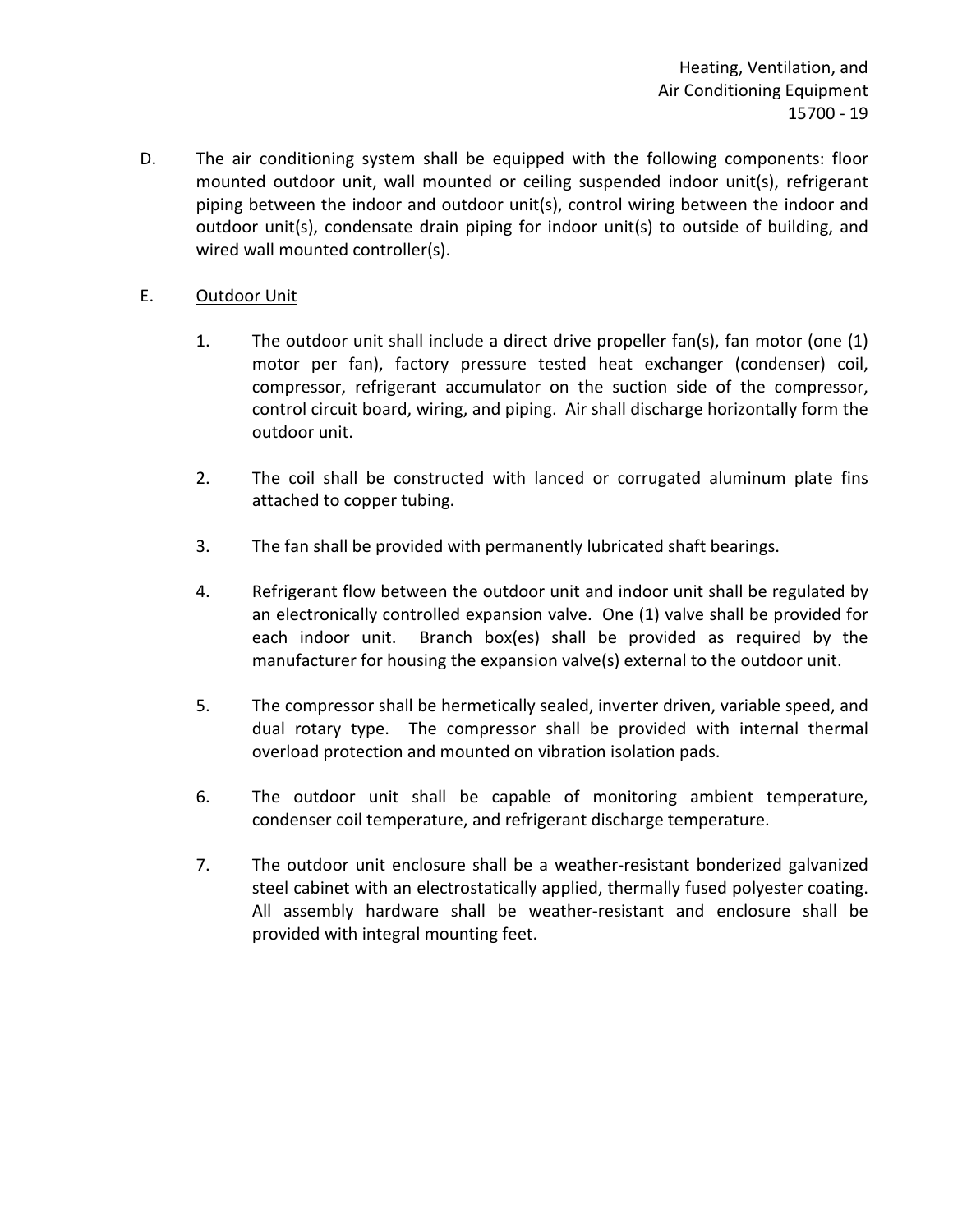D. The air conditioning system shall be equipped with the following components: floor mounted outdoor unit, wall mounted or ceiling suspended indoor unit(s), refrigerant piping between the indoor and outdoor unit(s), control wiring between the indoor and outdoor unit(s), condensate drain piping for indoor unit(s) to outside of building, and wired wall mounted controller(s).

E. <u>Outdoor Unit</u>

1. The outdoor unit shall include a direct drive propeller fan(s), fan motor (one (1) motor per fan), factory pressure tested heat exchanger (condenser) coil, compressor, refrigerant accumulator on the suction side of the compressor, control circuit board, wiring, and piping. Air shall discharge horizontally form the outdoor unit.

2. The coil shall be constructed with lanced or corrugated aluminum plate fins attached to copper tubing.

3. The fan shall be provided with permanently lubricated shaft bearings.

4. Refrigerant flow between the outdoor unit and indoor unit shall be regulated by an electronically controlled expansion valve. One (1) valve shall be provided for each indoor unit. Branch box(es) shall be provided as required by the manufacturer for housing the expansion valve(s) external to the outdoor unit.

5. The compressor shall be hermetically sealed, inverter driven, variable speed, and dual rotary type. The compressor shall be provided with internal thermal overload protection and mounted on vibration isolation pads.

6. The outdoor unit shall be capable of monitoring ambient temperature, condenser coil temperature, and refrigerant discharge temperature.

7. The outdoor unit enclosure shall be a weather-resistant bonderized galvanized steel cabinet with an electrostatically applied, thermally fused polyester coating. All assembly hardware shall be weather-resistant and enclosure shall be provided with integral mounting feet.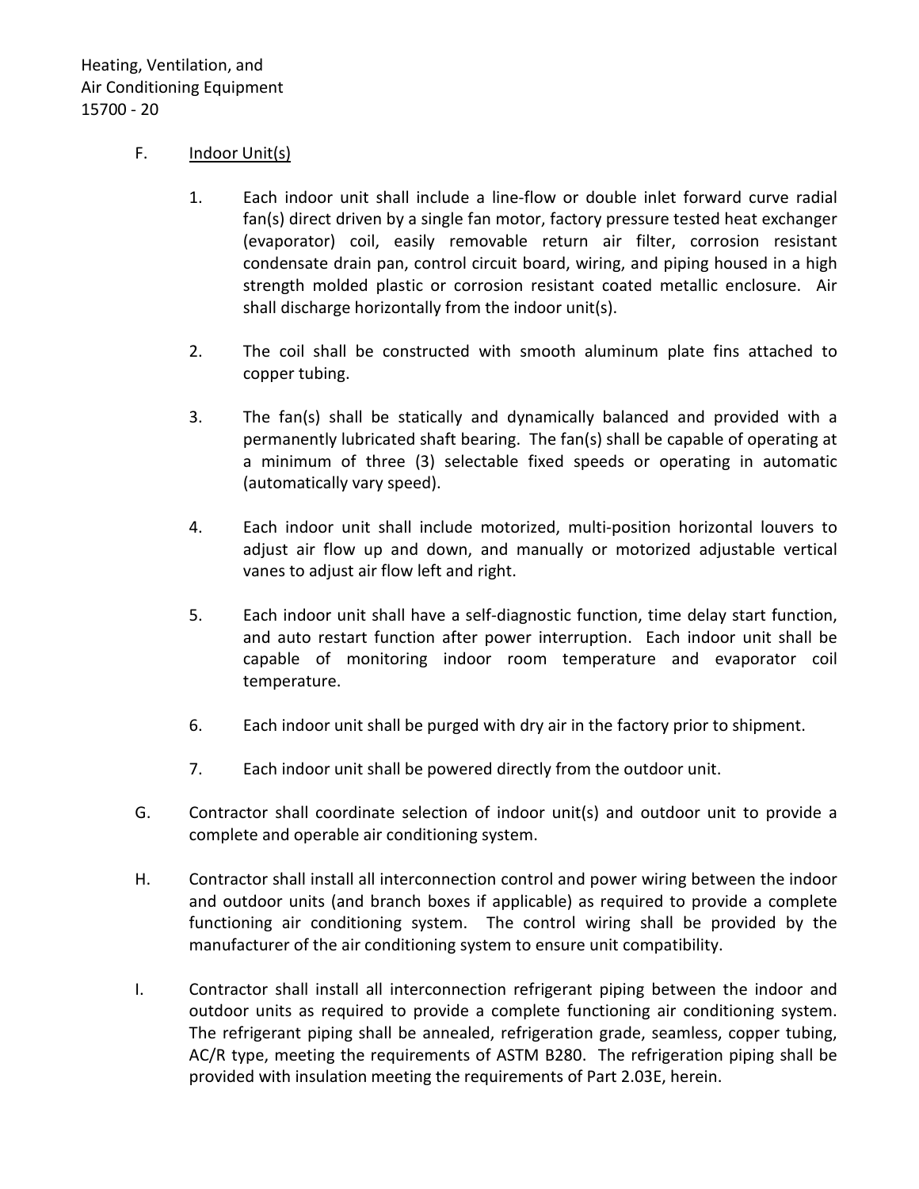F. Indoor Unit(s)

1. Each indoor unit shall include a line-flow or double inlet forward curve radial fan(s) direct driven by a single fan motor, factory pressure tested heat exchanger (evaporator) coil, easily removable return air filter, corrosion resistant condensate drain pan, control circuit board, wiring, and piping housed in a high strength molded plastic or corrosion resistant coated metallic enclosure. Air shall discharge horizontally from the indoor unit(s).

2. The coil shall be constructed with smooth aluminum plate fins attached to copper tubing.

3. The fan(s) shall be statically and dynamically balanced and provided with a permanently lubricated shaft bearing. The fan(s) shall be capable of operating at a minimum of three (3) selectable fixed speeds or operating in automatic (automatically vary speed).

4. Each indoor unit shall include motorized, multi-position horizontal louvers to adjust air flow up and down, and manually or motorized adjustable vertical vanes to adjust air flow left and right.

5. Each indoor unit shall have a self-diagnostic function, time delay start function, and auto restart function after power interruption. Each indoor unit shall be capable of monitoring indoor room temperature and evaporator coil temperature.

6. Each indoor unit shall be purged with dry air in the factory prior to shipment.

7. Each indoor unit shall be powered directly from the outdoor unit.

G. Contractor shall coordinate selection of indoor unit(s) and outdoor unit to provide a complete and operable air conditioning system.

H. Contractor shall install all interconnection control and power wiring between the indoor and outdoor units (and branch boxes if applicable) as required to provide a complete functioning air conditioning system. The control wiring shall be provided by the manufacturer of the air conditioning system to ensure unit compatibility.

I. Contractor shall install all interconnection refrigerant piping between the indoor and outdoor units as required to provide a complete functioning air conditioning system. The refrigerant piping shall be annealed, refrigeration grade, seamless, copper tubing, AC/R type, meeting the requirements of ASTM B280. The refrigeration piping shall be provided with insulation meeting the requirements of Part 2.03E, herein.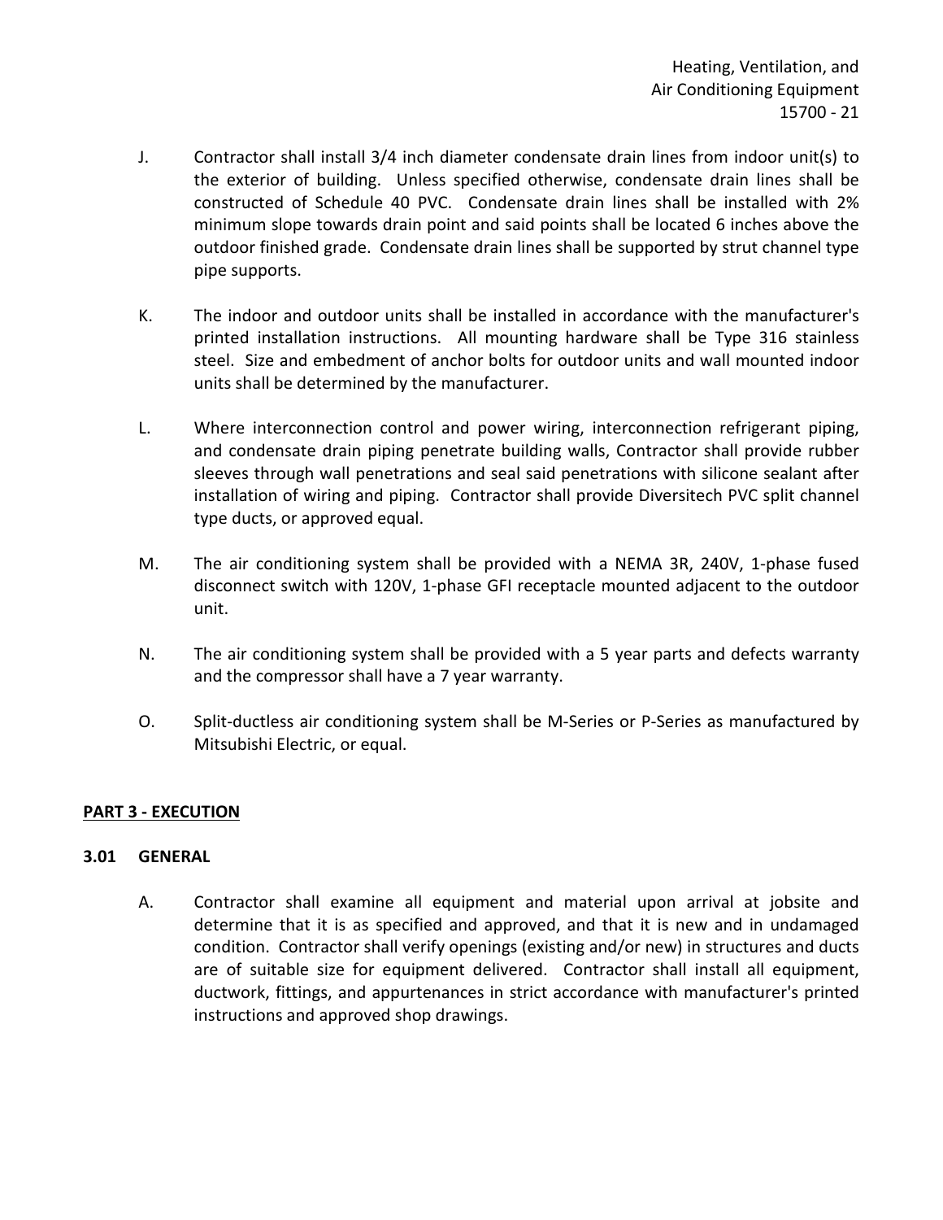J. Contractor shall install 3/4 inch diameter condensate drain lines from indoor unit(s) to the exterior of building. Unless specified otherwise, condensate drain lines shall be constructed of Schedule 40 PVC. Condensate drain lines shall be installed with 2% minimum slope towards drain point and said points shall be located 6 inches above the outdoor finished grade. Condensate drain lines shall be supported by strut channel type pipe supports.

K. The indoor and outdoor units shall be installed in accordance with the manufacturer's printed installation instructions. All mounting hardware shall be Type 316 stainless steel. Size and embedment of anchor bolts for outdoor units and wall mounted indoor units shall be determined by the manufacturer.

L. Where interconnection control and power wiring, interconnection refrigerant piping, and condensate drain piping penetrate building walls, Contractor shall provide rubber sleeves through wall penetrations and seal said penetrations with silicone sealant after installation of wiring and piping. Contractor shall provide Diversitech PVC split channel type ducts, or approved equal.

M. The air conditioning system shall be provided with a NEMA 3R, 240V, 1-phase fused disconnect switch with 120V, 1-phase GFI receptacle mounted adjacent to the outdoor unit.

N. The air conditioning system shall be provided with a 5 year parts and defects warranty and the compressor shall have a 7 year warranty.

O. Split-ductless air conditioning system shall be M-Series or P-Series as manufactured by Mitsubishi Electric, or equal.

## PART 3 - EXECUTION

### 3.01 GENERAL

A. Contractor shall examine all equipment and material upon arrival at jobsite and determine that it is as specified and approved, and that it is new and in undamaged condition. Contractor shall verify openings (existing and/or new) in structures and ducts are of suitable size for equipment delivered. Contractor shall install all equipment, ductwork, fittings, and appurtenances in strict accordance with manufacturer's printed instructions and approved shop drawings.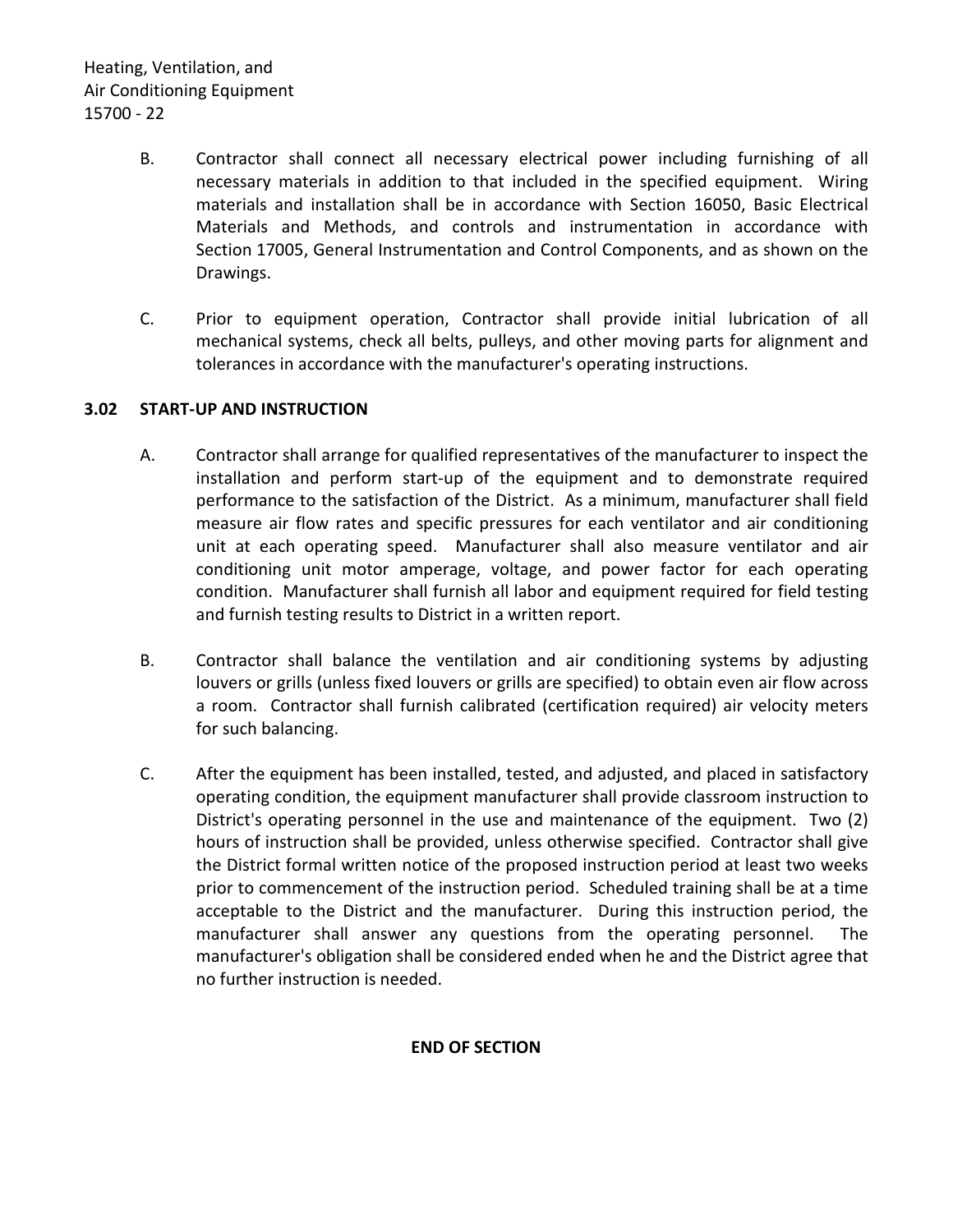B. Contractor shall connect all necessary electrical power including furnishing of all necessary materials in addition to that included in the specified equipment. Wiring materials and installation shall be in accordance with Section 16050, Basic Electrical Materials and Methods, and controls and instrumentation in accordance with Section 17005, General Instrumentation and Control Components, and as shown on the Drawings.

C. Prior to equipment operation, Contractor shall provide initial lubrication of all mechanical systems, check all belts, pulleys, and other moving parts for alignment and tolerances in accordance with the manufacturer's operating instructions.

### 3.02 START-UP AND INSTRUCTION

A. Contractor shall arrange for qualified representatives of the manufacturer to inspect the installation and perform start-up of the equipment and to demonstrate required performance to the satisfaction of the District. As a minimum, manufacturer shall field measure air flow rates and specific pressures for each ventilator and air conditioning unit at each operating speed. Manufacturer shall also measure ventilator and air conditioning unit motor amperage, voltage, and power factor for each operating condition. Manufacturer shall furnish all labor and equipment required for field testing and furnish testing results to District in a written report.

B. Contractor shall balance the ventilation and air conditioning systems by adjusting louvers or grills (unless fixed louvers or grills are specified) to obtain even air flow across a room. Contractor shall furnish calibrated (certification required) air velocity meters for such balancing.

C. After the equipment has been installed, tested, and adjusted, and placed in satisfactory operating condition, the equipment manufacturer shall provide classroom instruction to District's operating personnel in the use and maintenance of the equipment. Two (2) hours of instruction shall be provided, unless otherwise specified. Contractor shall give the District formal written notice of the proposed instruction period at least two weeks prior to commencement of the instruction period. Scheduled training shall be at a time acceptable to the District and the manufacturer. During this instruction period, the manufacturer shall answer any questions from the operating personnel. The manufacturer's obligation shall be considered ended when he and the District agree that no further instruction is needed.

**END OF SECTION**